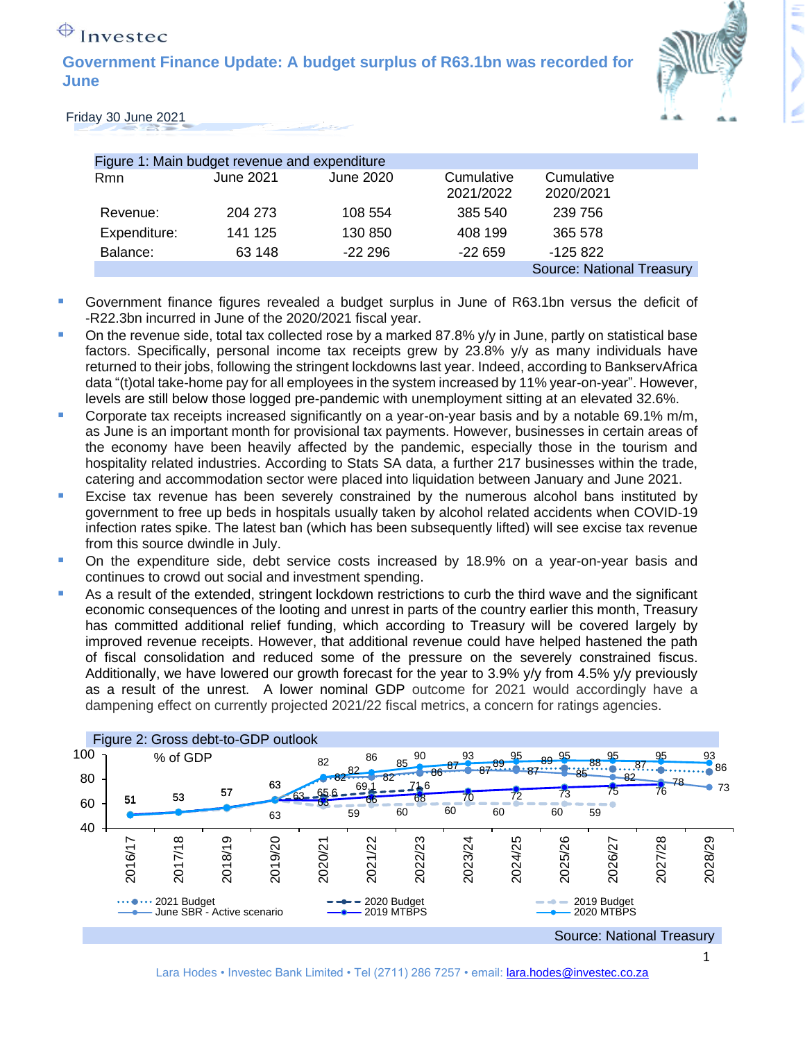Investec

# Government Finance Update: A budget surplus of R63.1bn was recorded for June

Friday 30 June 2021

Figure 1: Main budget revenue and expenditure

| Rmn | June 2021 | June 2020 | Cumulative 2021/2022 | Cumulative 2020/2021 |
|---|---|---|---|---|
| Revenue: | 204 273 | 108 554 | 385 540 | 239 756 |
| Expenditure: | 141 125 | 130 850 | 408 199 | 365 578 |
| Balance: | 63 148 | -22 296 | -22 659 | -125 822 |

Source: National Treasury

- Government finance figures revealed a budget surplus in June of R63.1bn versus the deficit of -R22.3bn incurred in June of the 2020/2021 fiscal year.
- On the revenue side, total tax collected rose by a marked 87.8% y/y in June, partly on statistical base factors. Specifically, personal income tax receipts grew by 23.8% y/y as many individuals have returned to their jobs, following the stringent lockdowns last year. Indeed, according to BankservAfrica data "(t)otal take-home pay for all employees in the system increased by 11% year-on-year". However, levels are still below those logged pre-pandemic with unemployment sitting at an elevated 32.6%.
- Corporate tax receipts increased significantly on a year-on-year basis and by a notable 69.1% m/m, as June is an important month for provisional tax payments. However, businesses in certain areas of the economy have been heavily affected by the pandemic, especially those in the tourism and hospitality related industries. According to Stats SA data, a further 217 businesses within the trade, catering and accommodation sector were placed into liquidation between January and June 2021.
- Excise tax revenue has been severely constrained by the numerous alcohol bans instituted by government to free up beds in hospitals usually taken by alcohol related accidents when COVID-19 infection rates spike. The latest ban (which has been subsequently lifted) will see excise tax revenue from this source dwindle in July.
- On the expenditure side, debt service costs increased by 18.9% on a year-on-year basis and continues to crowd out social and investment spending.
- As a result of the extended, stringent lockdown restrictions to curb the third wave and the significant economic consequences of the looting and unrest in parts of the country earlier this month, Treasury has committed additional relief funding, which according to Treasury will be covered largely by improved revenue receipts. However, that additional revenue could have helped hastened the path of fiscal consolidation and reduced some of the pressure on the severely constrained fiscus. Additionally, we have lowered our growth forecast for the year to 3.9% y/y from 4.5% y/y previously as a result of the unrest. A lower nominal GDP outcome for 2021 would accordingly have a dampening effect on currently projected 2021/22 fiscal metrics, a concern for ratings agencies.

Figure 2: Gross debt-to-GDP outlook

Source: National Treasury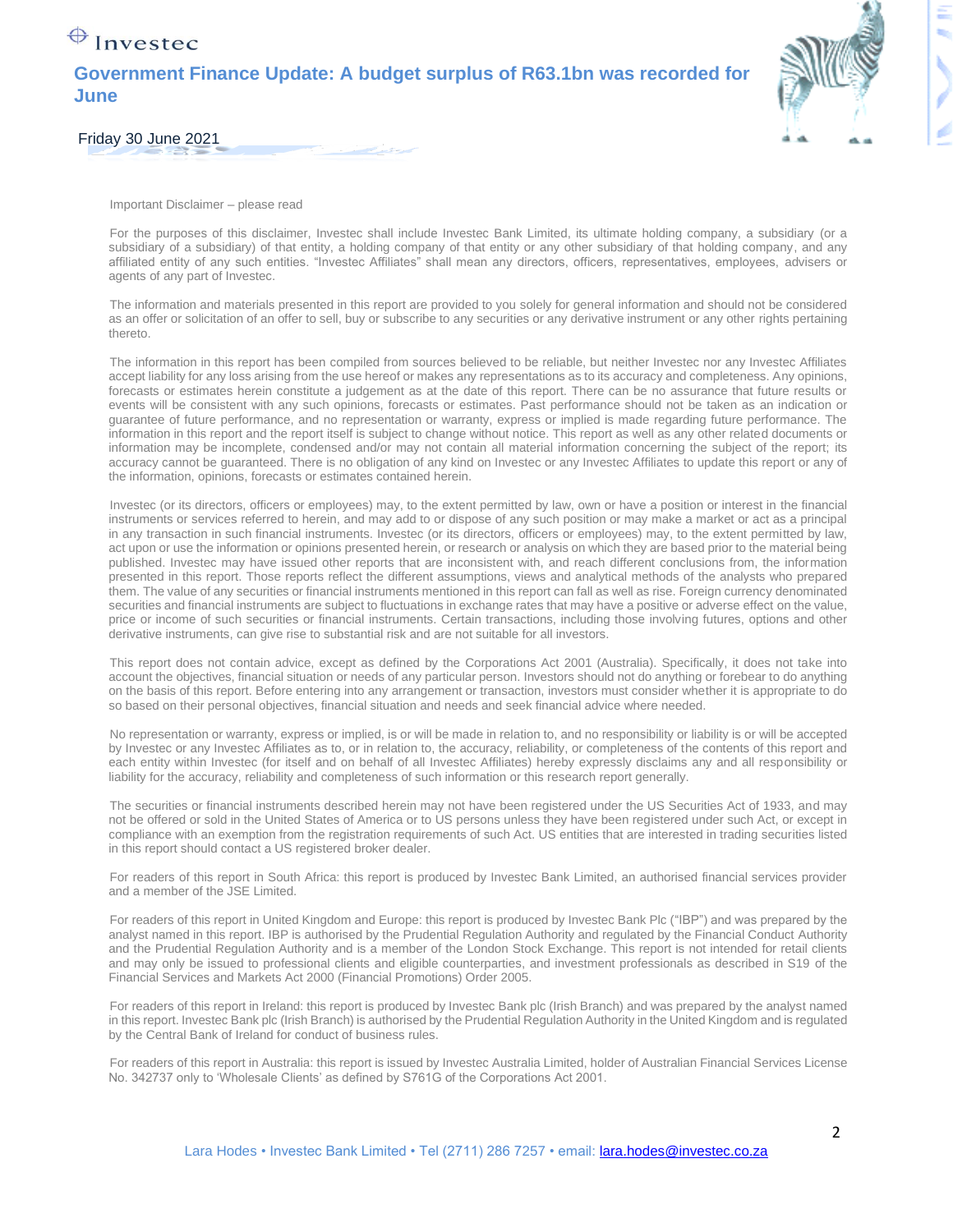Important Disclaimer – please read

For the purposes of this disclaimer, Investec shall include Investec Bank Limited, its ultimate holding company, a subsidiary (or a subsidiary of a subsidiary) of that entity, a holding company of that entity or any other subsidiary of that holding company, and any affiliated entity of any such entities. "Investec Affiliates" shall mean any directors, officers, representatives, employees, advisers or agents of any part of Investec.

The information and materials presented in this report are provided to you solely for general information and should not be considered as an offer or solicitation of an offer to sell, buy or subscribe to any securities or any derivative instrument or any other rights pertaining thereto.

The information in this report has been compiled from sources believed to be reliable, but neither Investec nor any Investec Affiliates accept liability for any loss arising from the use hereof or makes any representations as to its accuracy and completeness. Any opinions, forecasts or estimates herein constitute a judgement as at the date of this report. There can be no assurance that future results or events will be consistent with any such opinions, forecasts or estimates. Past performance should not be taken as an indication or guarantee of future performance, and no representation or warranty, express or implied is made regarding future performance. The information in this report and the report itself is subject to change without notice. This report as well as any other related documents or information may be incomplete, condensed and/or may not contain all material information concerning the subject of the report; its accuracy cannot be guaranteed. There is no obligation of any kind on Investec or any Investec Affiliates to update this report or any of the information, opinions, forecasts or estimates contained herein.

Investec (or its directors, officers or employees) may, to the extent permitted by law, own or have a position or interest in the financial instruments or services referred to herein, and may add to or dispose of any such position or may make a market or act as a principal in any transaction in such financial instruments. Investec (or its directors, officers or employees) may, to the extent permitted by law, act upon or use the information or opinions presented herein, or research or analysis on which they are based prior to the material being published. Investec may have issued other reports that are inconsistent with, and reach different conclusions from, the information presented in this report. Those reports reflect the different assumptions, views and analytical methods of the analysts who prepared them. The value of any securities or financial instruments mentioned in this report can fall as well as rise. Foreign currency denominated securities and financial instruments are subject to fluctuations in exchange rates that may have a positive or adverse effect on the value, price or income of such securities or financial instruments. Certain transactions, including those involving futures, options and other derivative instruments, can give rise to substantial risk and are not suitable for all investors.

This report does not contain advice, except as defined by the Corporations Act 2001 (Australia). Specifically, it does not take into account the objectives, financial situation or needs of any particular person. Investors should not do anything or forebear to do anything on the basis of this report. Before entering into any arrangement or transaction, investors must consider whether it is appropriate to do so based on their personal objectives, financial situation and needs and seek financial advice where needed.

No representation or warranty, express or implied, is or will be made in relation to, and no responsibility or liability is or will be accepted by Investec or any Investec Affiliates as to, or in relation to, the accuracy, reliability, or completeness of the contents of this report and each entity within Investec (for itself and on behalf of all Investec Affiliates) hereby expressly disclaims any and all responsibility or liability for the accuracy, reliability and completeness of such information or this research report generally.

The securities or financial instruments described herein may not have been registered under the US Securities Act of 1933, and may not be offered or sold in the United States of America or to US persons unless they have been registered under such Act, or except in compliance with an exemption from the registration requirements of such Act. US entities that are interested in trading securities listed in this report should contact a US registered broker dealer.

For readers of this report in South Africa: this report is produced by Investec Bank Limited, an authorised financial services provider and a member of the JSE Limited.

For readers of this report in United Kingdom and Europe: this report is produced by Investec Bank Plc ("IBP") and was prepared by the analyst named in this report. IBP is authorised by the Prudential Regulation Authority and regulated by the Financial Conduct Authority and the Prudential Regulation Authority and is a member of the London Stock Exchange. This report is not intended for retail clients and may only be issued to professional clients and eligible counterparties, and investment professionals as described in S19 of the Financial Services and Markets Act 2000 (Financial Promotions) Order 2005.

For readers of this report in Ireland: this report is produced by Investec Bank plc (Irish Branch) and was prepared by the analyst named in this report. Investec Bank plc (Irish Branch) is authorised by the Prudential Regulation Authority in the United Kingdom and is regulated by the Central Bank of Ireland for conduct of business rules.

For readers of this report in Australia: this report is issued by Investec Australia Limited, holder of Australian Financial Services License No. 342737 only to 'Wholesale Clients' as defined by S761G of the Corporations Act 2001.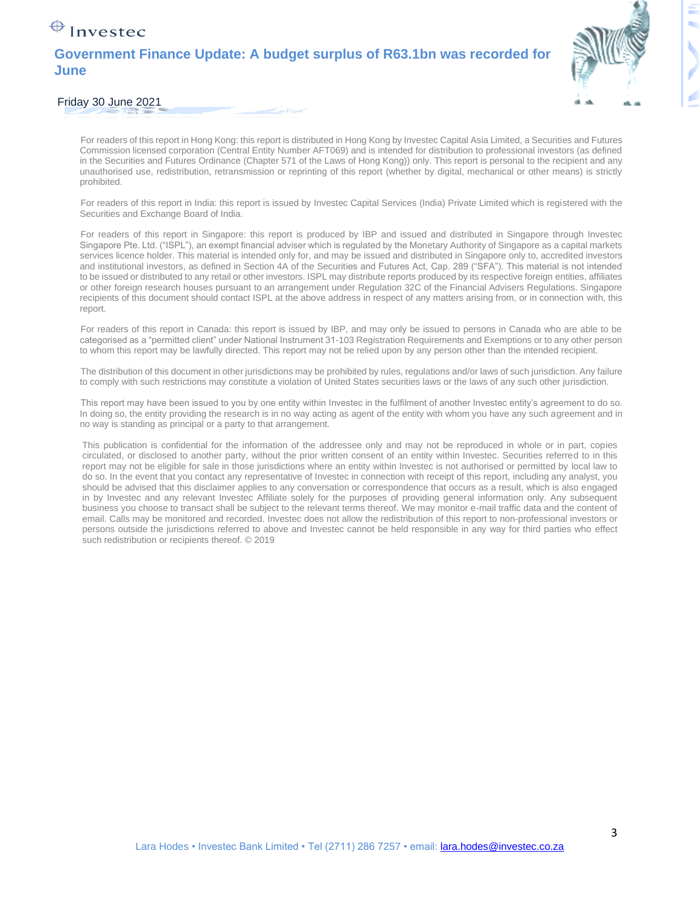For readers of this report in Hong Kong: this report is distributed in Hong Kong by Investec Capital Asia Limited, a Securities and Futures Commission licensed corporation (Central Entity Number AFT069) and is intended for distribution to professional investors (as defined in the Securities and Futures Ordinance (Chapter 571 of the Laws of Hong Kong)) only. This report is personal to the recipient and any unauthorised use, redistribution, retransmission or reprinting of this report (whether by digital, mechanical or other means) is strictly prohibited.

For readers of this report in India: this report is issued by Investec Capital Services (India) Private Limited which is registered with the Securities and Exchange Board of India.

For readers of this report in Singapore: this report is produced by IBP and issued and distributed in Singapore through Investec Singapore Pte. Ltd. ("ISPL"), an exempt financial adviser which is regulated by the Monetary Authority of Singapore as a capital markets services licence holder. This material is intended only for, and may be issued and distributed in Singapore only to, accredited investors and institutional investors, as defined in Section 4A of the Securities and Futures Act, Cap. 289 ("SFA"). This material is not intended to be issued or distributed to any retail or other investors. ISPL may distribute reports produced by its respective foreign entities, affiliates or other foreign research houses pursuant to an arrangement under Regulation 32C of the Financial Advisers Regulations. Singapore recipients of this document should contact ISPL at the above address in respect of any matters arising from, or in connection with, this report.

For readers of this report in Canada: this report is issued by IBP, and may only be issued to persons in Canada who are able to be categorised as a "permitted client" under National Instrument 31-103 Registration Requirements and Exemptions or to any other person to whom this report may be lawfully directed. This report may not be relied upon by any person other than the intended recipient.

The distribution of this document in other jurisdictions may be prohibited by rules, regulations and/or laws of such jurisdiction. Any failure to comply with such restrictions may constitute a violation of United States securities laws or the laws of any such other jurisdiction.

This report may have been issued to you by one entity within Investec in the fulfilment of another Investec entity's agreement to do so. In doing so, the entity providing the research is in no way acting as agent of the entity with whom you have any such agreement and in no way is standing as principal or a party to that arrangement.

This publication is confidential for the information of the addressee only and may not be reproduced in whole or in part, copies circulated, or disclosed to another party, without the prior written consent of an entity within Investec. Securities referred to in this report may not be eligible for sale in those jurisdictions where an entity within Investec is not authorised or permitted by local law to do so. In the event that you contact any representative of Investec in connection with receipt of this report, including any analyst, you should be advised that this disclaimer applies to any conversation or correspondence that occurs as a result, which is also engaged in by Investec and any relevant Investec Affiliate solely for the purposes of providing general information only. Any subsequent business you choose to transact shall be subject to the relevant terms thereof. We may monitor e-mail traffic data and the content of email. Calls may be monitored and recorded. Investec does not allow the redistribution of this report to non-professional investors or persons outside the jurisdictions referred to above and Investec cannot be held responsible in any way for third parties who effect such redistribution or recipients thereof. © 2019